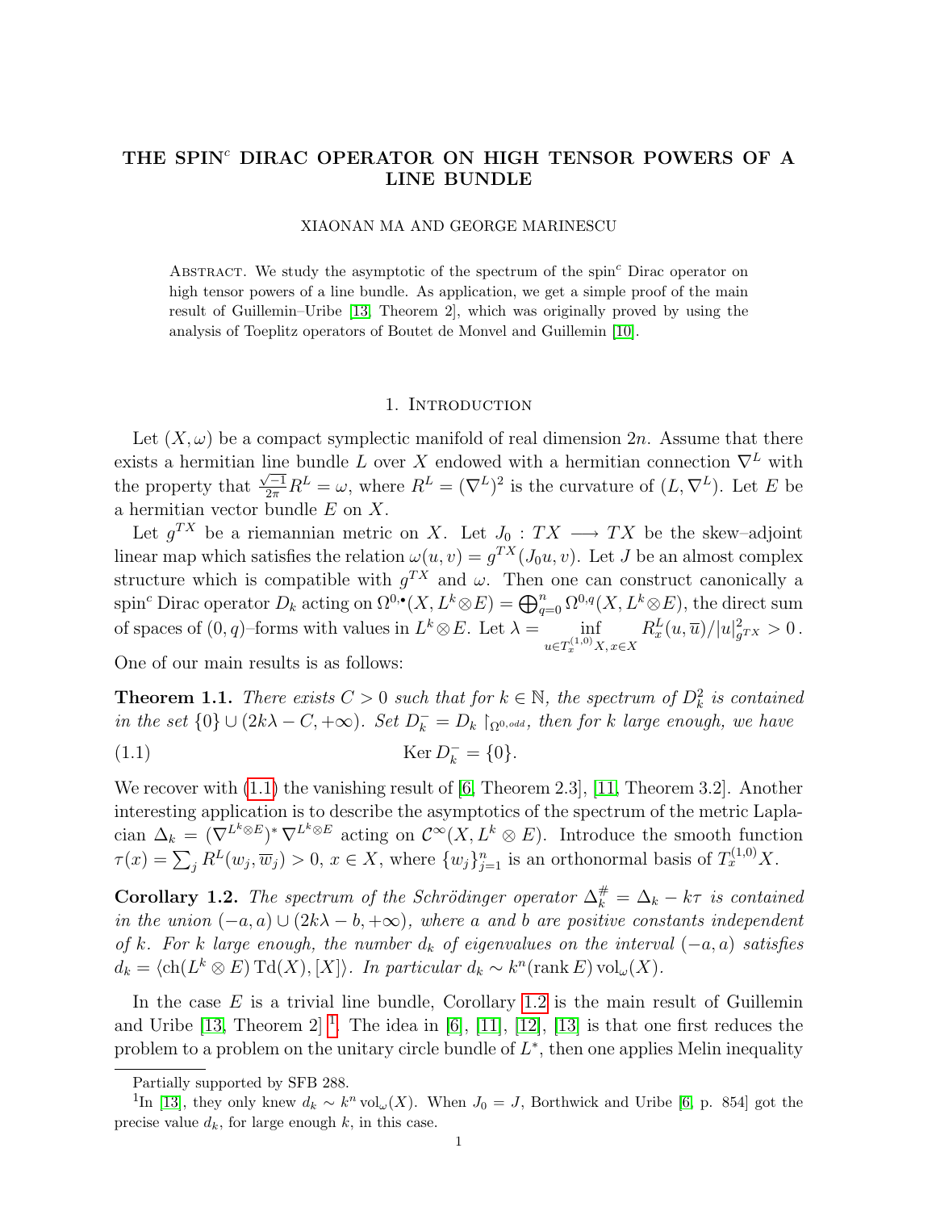# THE SPIN$^c$ DIRAC OPERATOR ON HIGH TENSOR POWERS OF A LINE BUNDLE

XIAONAN MA AND GEORGE MARINESCU

ABSTRACT. We study the asymptotic of the spectrum of the spin$^c$ Dirac operator on high tensor powers of a line bundle. As application, we get a simple proof of the main result of Guillemin–Uribe [13, Theorem 2], which was originally proved by using the analysis of Toeplitz operators of Boutet de Monvel and Guillemin [10].

## 1. INTRODUCTION

Let $(X, \omega)$ be a compact symplectic manifold of real dimension $2n$. Assume that there exists a hermitian line bundle $L$ over $X$ endowed with a hermitian connection $\nabla^L$ with the property that $\frac{\sqrt{-1}}{2\pi} R^L = \omega$, where $R^L = (\nabla^L)^2$ is the curvature of $(L, \nabla^L)$. Let $E$ be a hermitian vector bundle $E$ on $X$.

Let $g^{TX}$ be a riemannian metric on $X$. Let $J_0 : TX \longrightarrow TX$ be the skew–adjoint linear map which satisfies the relation $\omega(u, v) = g^{TX}(J_0 u, v)$. Let $J$ be an almost complex structure which is compatible with $g^{TX}$ and $\omega$. Then one can construct canonically a spin$^c$ Dirac operator $D_k$ acting on $\Omega^{0,\bullet}(X, L^k \otimes E) = \bigoplus_{q=0}^n \Omega^{0,q}(X, L^k \otimes E)$, the direct sum of spaces of $(0, q)$–forms with values in $L^k \otimes E$. Let $\lambda = \inf_{u \in T_x^{(1,0)}X,\, x \in X} R_x^L(u, \overline{u})/|u|^2_{g^{TX}} > 0\,.$

One of our main results is as follows:

**Theorem 1.1.** *There exists $C > 0$ such that for $k \in \mathbb{N}$, the spectrum of $D_k^2$ is contained in the set $\{0\} \cup (2k\lambda - C, +\infty)$. Set $D_k^- = D_k \restriction_{\Omega^{0,odd}}$, then for $k$ large enough, we have*

$$\operatorname{Ker} D_k^- = \{0\}. \tag{1.1}$$

We recover with (1.1) the vanishing result of [6, Theorem 2.3], [11, Theorem 3.2]. Another interesting application is to describe the asymptotics of the spectrum of the metric Laplacian $\Delta_k = (\nabla^{L^k \otimes E})^* \nabla^{L^k \otimes E}$ acting on $\mathcal{C}^\infty(X, L^k \otimes E)$. Introduce the smooth function $\tau(x) = \sum_j R^L(w_j, \overline{w}_j) > 0$, $x \in X$, where $\{w_j\}_{j=1}^n$ is an orthonormal basis of $T_x^{(1,0)}X$.

**Corollary 1.2.** *The spectrum of the Schrödinger operator $\Delta_k^\# = \Delta_k - k\tau$ is contained in the union $(-a, a) \cup (2k\lambda - b, +\infty)$, where $a$ and $b$ are positive constants independent of $k$. For $k$ large enough, the number $d_k$ of eigenvalues on the interval $(-a, a)$ satisfies $d_k = \langle \operatorname{ch}(L^k \otimes E) \operatorname{Td}(X), [X] \rangle$. In particular $d_k \sim k^n (\operatorname{rank} E) \operatorname{vol}_\omega(X)$.*

In the case $E$ is a trivial line bundle, Corollary 1.2 is the main result of Guillemin and Uribe [13, Theorem 2] [1]. The idea in [6], [11], [12], [13] is that one first reduces the problem to a problem on the unitary circle bundle of $L^*$, then one applies Melin inequality

---

Partially supported by SFB 288.

[1] In [13], they only knew $d_k \sim k^n \operatorname{vol}_\omega(X)$. When $J_0 = J$, Borthwick and Uribe [6, p. 854] got the precise value $d_k$, for large enough $k$, in this case.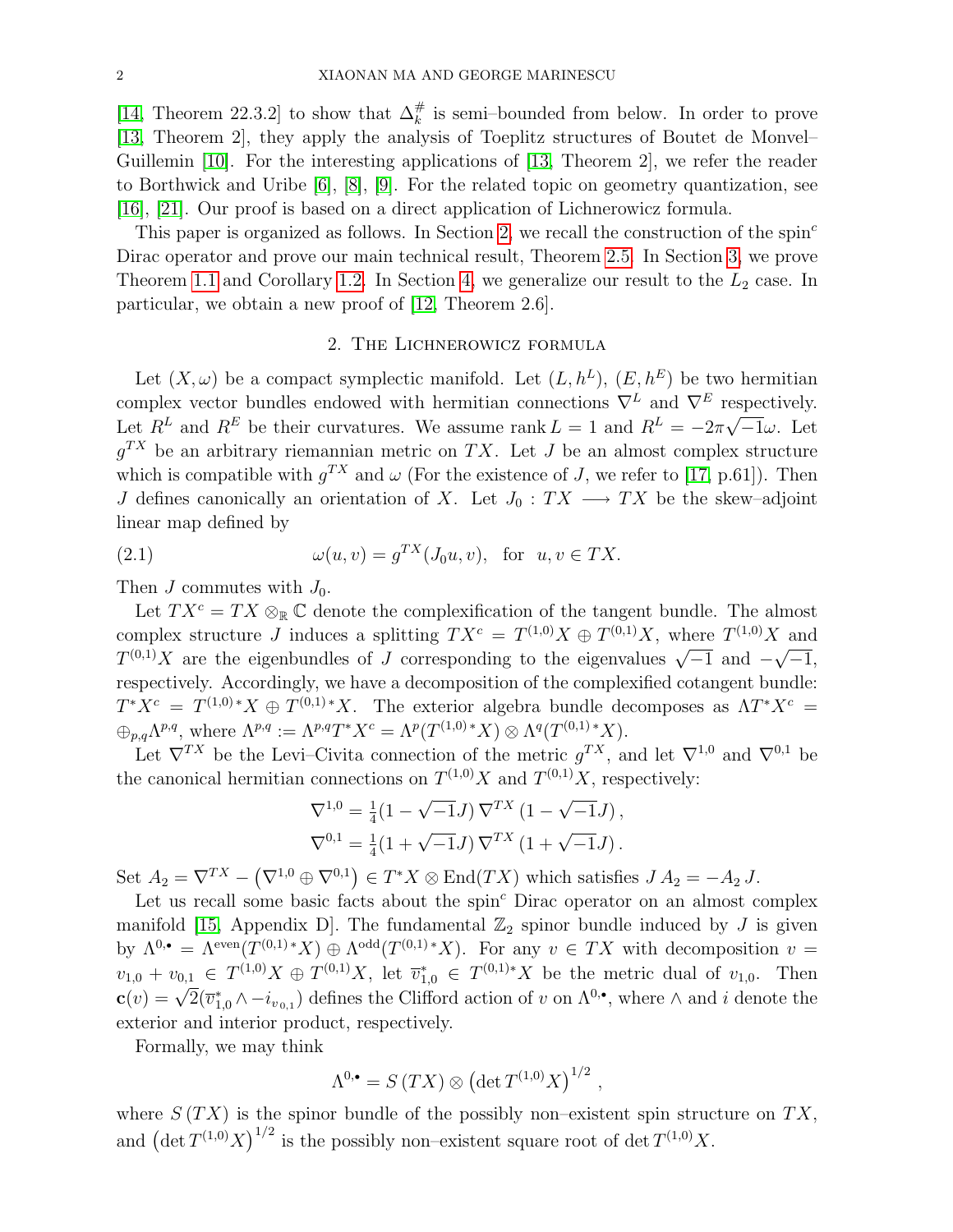[14, Theorem 22.3.2] to show that $\Delta_k^\#$ is semi–bounded from below. In order to prove [13, Theorem 2], they apply the analysis of Toeplitz structures of Boutet de Monvel–Guillemin [10]. For the interesting applications of [13, Theorem 2], we refer the reader to Borthwick and Uribe [6], [8], [9]. For the related topic on geometry quantization, see [16], [21]. Our proof is based on a direct application of Lichnerowicz formula.

This paper is organized as follows. In Section 2, we recall the construction of the spin$^c$ Dirac operator and prove our main technical result, Theorem 2.5. In Section 3, we prove Theorem 1.1 and Corollary 1.2. In Section 4, we generalize our result to the $L_2$ case. In particular, we obtain a new proof of [12, Theorem 2.6].

## 2. The Lichnerowicz formula

Let $(X, \omega)$ be a compact symplectic manifold. Let $(L, h^L)$, $(E, h^E)$ be two hermitian complex vector bundles endowed with hermitian connections $\nabla^L$ and $\nabla^E$ respectively. Let $R^L$ and $R^E$ be their curvatures. We assume $\operatorname{rank} L = 1$ and $R^L = -2\pi\sqrt{-1}\omega$. Let $g^{TX}$ be an arbitrary riemannian metric on $TX$. Let $J$ be an almost complex structure which is compatible with $g^{TX}$ and $\omega$ (For the existence of $J$, we refer to [17, p.61]). Then $J$ defines canonically an orientation of $X$. Let $J_0 : TX \longrightarrow TX$ be the skew–adjoint linear map defined by

$$\omega(u, v) = g^{TX}(J_0 u, v), \quad \text{for} \quad u, v \in TX. \tag{2.1}$$

Then $J$ commutes with $J_0$.

Let $TX^c = TX \otimes_{\mathbb{R}} \mathbb{C}$ denote the complexification of the tangent bundle. The almost complex structure $J$ induces a splitting $TX^c = T^{(1,0)}X \oplus T^{(0,1)}X$, where $T^{(1,0)}X$ and $T^{(0,1)}X$ are the eigenbundles of $J$ corresponding to the eigenvalues $\sqrt{-1}$ and $-\sqrt{-1}$, respectively. Accordingly, we have a decomposition of the complexified cotangent bundle: $T^*X^c = T^{(1,0)*}X \oplus T^{(0,1)*}X$. The exterior algebra bundle decomposes as $\Lambda T^*X^c = \oplus_{p,q}\Lambda^{p,q}$, where $\Lambda^{p,q} := \Lambda^{p,q}T^*X^c = \Lambda^p(T^{(1,0)*}X) \otimes \Lambda^q(T^{(0,1)*}X)$.

Let $\nabla^{TX}$ be the Levi–Civita connection of the metric $g^{TX}$, and let $\nabla^{1,0}$ and $\nabla^{0,1}$ be the canonical hermitian connections on $T^{(1,0)}X$ and $T^{(0,1)}X$, respectively:

$$\nabla^{1,0} = \tfrac{1}{4}(1 - \sqrt{-1}J)\,\nabla^{TX}\,(1 - \sqrt{-1}J)\,,$$
$$\nabla^{0,1} = \tfrac{1}{4}(1 + \sqrt{-1}J)\,\nabla^{TX}\,(1 + \sqrt{-1}J)\,.$$

Set $A_2 = \nabla^{TX} - \left(\nabla^{1,0} \oplus \nabla^{0,1}\right) \in T^*X \otimes \operatorname{End}(TX)$ which satisfies $J\,A_2 = -A_2\,J$.

Let us recall some basic facts about the spin$^c$ Dirac operator on an almost complex manifold [15, Appendix D]. The fundamental $\mathbb{Z}_2$ spinor bundle induced by $J$ is given by $\Lambda^{0,\bullet} = \Lambda^{\text{even}}(T^{(0,1)*}X) \oplus \Lambda^{\text{odd}}(T^{(0,1)*}X)$. For any $v \in TX$ with decomposition $v = v_{1,0} + v_{0,1} \in T^{(1,0)}X \oplus T^{(0,1)}X$, let $\overline{v}^*_{1,0} \in T^{(0,1)*}X$ be the metric dual of $v_{1,0}$. Then $\mathbf{c}(v) = \sqrt{2}(\overline{v}^*_{1,0} \wedge - i_{v_{0,1}})$ defines the Clifford action of $v$ on $\Lambda^{0,\bullet}$, where $\wedge$ and $i$ denote the exterior and interior product, respectively.

Formally, we may think

$$\Lambda^{0,\bullet} = S\left(TX\right) \otimes \left(\det T^{(1,0)}X\right)^{1/2}\,,$$

where $S\left(TX\right)$ is the spinor bundle of the possibly non–existent spin structure on $TX$, and $\left(\det T^{(1,0)}X\right)^{1/2}$ is the possibly non–existent square root of $\det T^{(1,0)}X$.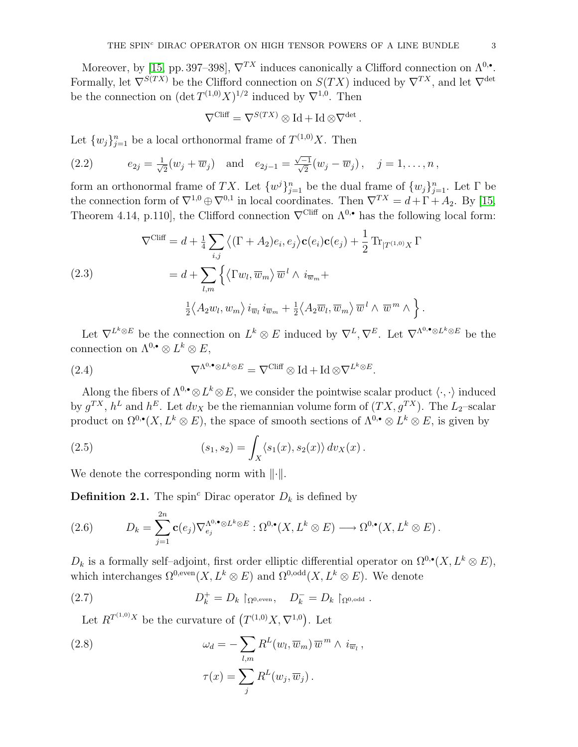Moreover, by [15, pp. 397–398], $\nabla^{TX}$ induces canonically a Clifford connection on $\Lambda^{0,\bullet}$. Formally, let $\nabla^{S(TX)}$ be the Clifford connection on $S(TX)$ induced by $\nabla^{TX}$, and let $\nabla^{\det}$ be the connection on $(\det T^{(1,0)}X)^{1/2}$ induced by $\nabla^{1,0}$. Then

$$\nabla^{\text{Cliff}} = \nabla^{S(TX)} \otimes \text{Id} + \text{Id} \otimes \nabla^{\det}.$$

Let $\{w_j\}_{j=1}^n$ be a local orthonormal frame of $T^{(1,0)}X$. Then

$$e_{2j} = \tfrac{1}{\sqrt{2}}(w_j + \overline{w}_j) \quad \text{and} \quad e_{2j-1} = \tfrac{\sqrt{-1}}{\sqrt{2}}(w_j - \overline{w}_j)\,, \quad j = 1, \dots, n\,, \tag{2.2}$$

form an orthonormal frame of $TX$. Let $\{w^j\}_{j=1}^n$ be the dual frame of $\{w_j\}_{j=1}^n$. Let $\Gamma$ be the connection form of $\nabla^{1,0} \oplus \nabla^{0,1}$ in local coordinates. Then $\nabla^{TX} = d + \Gamma + A_2$. By [15, Theorem 4.14, p.110], the Clifford connection $\nabla^{\text{Cliff}}$ on $\Lambda^{0,\bullet}$ has the following local form:

$$\begin{aligned} \nabla^{\text{Cliff}} &= d + \tfrac{1}{4}\sum_{i,j} \big\langle (\Gamma + A_2)e_i, e_j \big\rangle \mathbf{c}(e_i)\mathbf{c}(e_j) + \frac{1}{2}\operatorname{Tr}_{|T^{(1,0)}X}\Gamma \\ &= d + \sum_{l,m} \Big\{ \big\langle \Gamma w_l, \overline{w}_m \big\rangle\, \overline{w}^l \wedge i_{\overline{w}_m} + \\ &\qquad \tfrac{1}{2}\big\langle A_2 w_l, w_m \big\rangle\, i_{\overline{w}_l}\, i_{\overline{w}_m} + \tfrac{1}{2}\big\langle A_2 \overline{w}_l, \overline{w}_m \big\rangle\, \overline{w}^l \wedge \overline{w}^m \wedge \Big\}. \end{aligned} \tag{2.3}$$

Let $\nabla^{L^k \otimes E}$ be the connection on $L^k \otimes E$ induced by $\nabla^L, \nabla^E$. Let $\nabla^{\Lambda^{0,\bullet} \otimes L^k \otimes E}$ be the connection on $\Lambda^{0,\bullet} \otimes L^k \otimes E$,

$$\nabla^{\Lambda^{0,\bullet} \otimes L^k \otimes E} = \nabla^{\text{Cliff}} \otimes \text{Id} + \text{Id} \otimes \nabla^{L^k \otimes E}. \tag{2.4}$$

Along the fibers of $\Lambda^{0,\bullet} \otimes L^k \otimes E$, we consider the pointwise scalar product $\langle \cdot, \cdot \rangle$ induced by $g^{TX}$, $h^L$ and $h^E$. Let $dv_X$ be the riemannian volume form of $(TX, g^{TX})$. The $L_2$–scalar product on $\Omega^{0,\bullet}(X, L^k \otimes E)$, the space of smooth sections of $\Lambda^{0,\bullet} \otimes L^k \otimes E$, is given by

$$(s_1, s_2) = \int_X \langle s_1(x), s_2(x) \rangle \, dv_X(x)\,. \tag{2.5}$$

We denote the corresponding norm with $\|\cdot\|$.

**Definition 2.1.** The spin$^c$ Dirac operator $D_k$ is defined by

$$D_k = \sum_{j=1}^{2n} \mathbf{c}(e_j) \nabla_{e_j}^{\Lambda^{0,\bullet} \otimes L^k \otimes E} : \Omega^{0,\bullet}(X, L^k \otimes E) \longrightarrow \Omega^{0,\bullet}(X, L^k \otimes E)\,. \tag{2.6}$$

$D_k$ is a formally self–adjoint, first order elliptic differential operator on $\Omega^{0,\bullet}(X, L^k \otimes E)$, which interchanges $\Omega^{0,\text{even}}(X, L^k \otimes E)$ and $\Omega^{0,\text{odd}}(X, L^k \otimes E)$. We denote

$$D_k^+ = D_k \restriction_{\Omega^{0,\text{even}}}, \quad D_k^- = D_k \restriction_{\Omega^{0,\text{odd}}}\,. \tag{2.7}$$

Let $R^{T^{(1,0)}X}$ be the curvature of $\big(T^{(1,0)}X, \nabla^{1,0}\big)$. Let

$$\begin{aligned} \omega_d &= -\sum_{l,m} R^L(w_l, \overline{w}_m)\, \overline{w}^m \wedge i_{\overline{w}_l}\,, \\ \tau(x) &= \sum_j R^L(w_j, \overline{w}_j)\,. \end{aligned} \tag{2.8}$$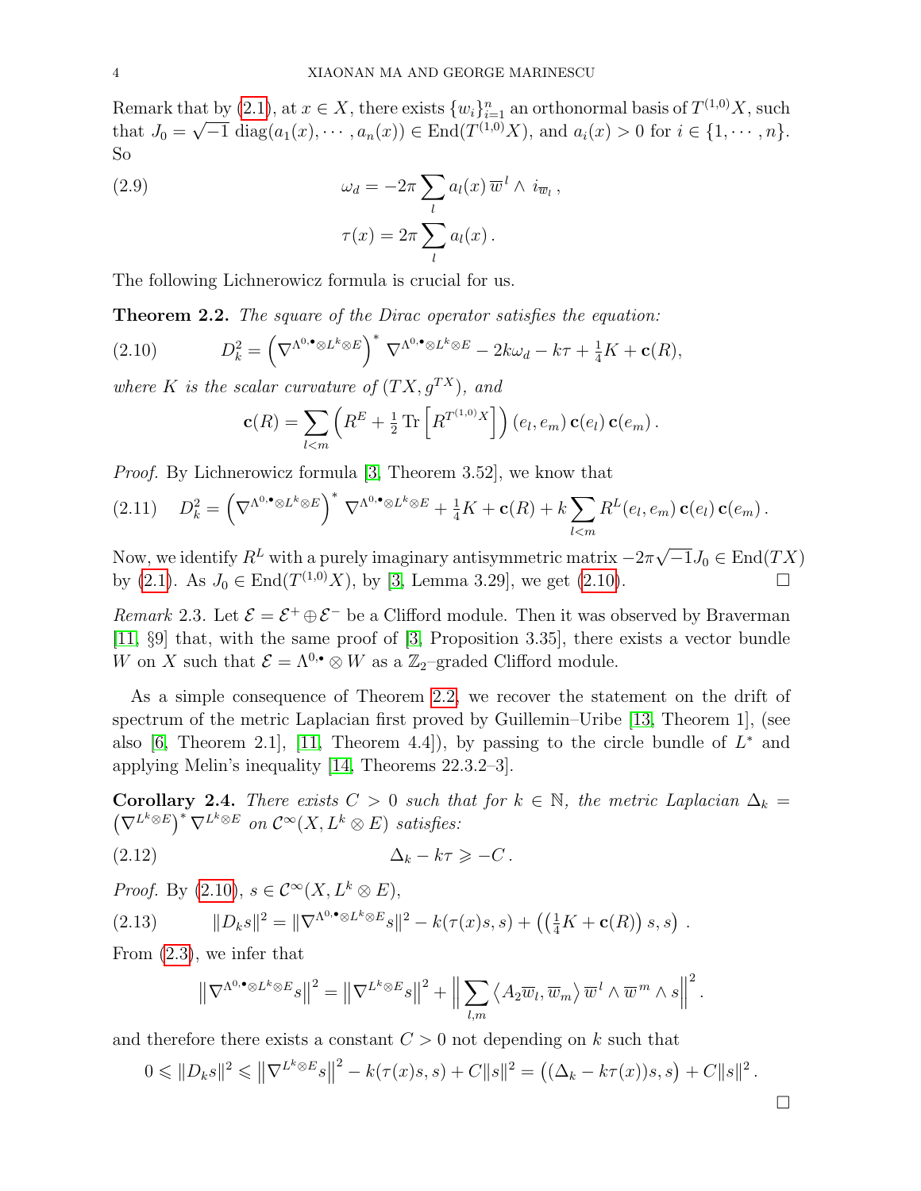Remark that by (2.1), at $x \in X$, there exists $\{w_i\}_{i=1}^n$ an orthonormal basis of $T^{(1,0)}X$, such that $J_0 = \sqrt{-1}\,\operatorname{diag}(a_1(x), \cdots, a_n(x)) \in \operatorname{End}(T^{(1,0)}X)$, and $a_i(x) > 0$ for $i \in \{1, \cdots, n\}$. So

$$
\begin{aligned}
\omega_d &= -2\pi \sum_l a_l(x)\, \overline{w}^l \wedge i_{\overline{w}_l}\,, \\
\tau(x) &= 2\pi \sum_l a_l(x)\,.
\end{aligned}
\tag{2.9}
$$

The following Lichnerowicz formula is crucial for us.

**Theorem 2.2.** *The square of the Dirac operator satisfies the equation:*

$$
D_k^2 = \left(\nabla^{\Lambda^{0,\bullet}\otimes L^k \otimes E}\right)^* \nabla^{\Lambda^{0,\bullet}\otimes L^k \otimes E} - 2k\omega_d - k\tau + \tfrac{1}{4}K + \mathbf{c}(R),
\tag{2.10}
$$

*where $K$ is the scalar curvature of $(TX, g^{TX})$, and*

$$
\mathbf{c}(R) = \sum_{l<m} \left(R^E + \tfrac{1}{2}\operatorname{Tr}\left[R^{T^{(1,0)}X}\right]\right)(e_l, e_m)\, \mathbf{c}(e_l)\, \mathbf{c}(e_m)\,.
$$

*Proof.* By Lichnerowicz formula [3, Theorem 3.52], we know that

$$
D_k^2 = \left(\nabla^{\Lambda^{0,\bullet}\otimes L^k \otimes E}\right)^* \nabla^{\Lambda^{0,\bullet}\otimes L^k \otimes E} + \tfrac{1}{4}K + \mathbf{c}(R) + k\sum_{l<m} R^L(e_l, e_m)\, \mathbf{c}(e_l)\, \mathbf{c}(e_m)\,.
\tag{2.11}
$$

Now, we identify $R^L$ with a purely imaginary antisymmetric matrix $-2\pi\sqrt{-1}J_0 \in \operatorname{End}(TX)$ by (2.1). As $J_0 \in \operatorname{End}(T^{(1,0)}X)$, by [3, Lemma 3.29], we get (2.10). □

*Remark* 2.3. Let $\mathcal{E} = \mathcal{E}^+ \oplus \mathcal{E}^-$ be a Clifford module. Then it was observed by Braverman [11, §9] that, with the same proof of [3, Proposition 3.35], there exists a vector bundle $W$ on $X$ such that $\mathcal{E} = \Lambda^{0,\bullet} \otimes W$ as a $\mathbb{Z}_2$–graded Clifford module.

As a simple consequence of Theorem 2.2, we recover the statement on the drift of spectrum of the metric Laplacian first proved by Guillemin–Uribe [13, Theorem 1], (see also [6, Theorem 2.1], [11, Theorem 4.4]), by passing to the circle bundle of $L^*$ and applying Melin's inequality [14, Theorems 22.3.2–3].

**Corollary 2.4.** *There exists $C > 0$ such that for $k \in \mathbb{N}$, the metric Laplacian $\Delta_k = \left(\nabla^{L^k\otimes E}\right)^* \nabla^{L^k\otimes E}$ on $\mathcal{C}^\infty(X, L^k \otimes E)$ satisfies:*

$$
\Delta_k - k\tau \geqslant -C\,.
\tag{2.12}
$$

*Proof.* By (2.10), $s \in \mathcal{C}^\infty(X, L^k \otimes E)$,

$$
\|D_k s\|^2 = \|\nabla^{\Lambda^{0,\bullet}\otimes L^k \otimes E} s\|^2 - k(\tau(x)s, s) + \left(\left(\tfrac{1}{4}K + \mathbf{c}(R)\right)s, s\right)\,.
\tag{2.13}
$$

From (2.3), we infer that

$$
\left\|\nabla^{\Lambda^{0,\bullet}\otimes L^k \otimes E} s\right\|^2 = \left\|\nabla^{L^k\otimes E} s\right\|^2 + \left\|\sum_{l,m} \left\langle A_2 \overline{w}_l, \overline{w}_m\right\rangle \overline{w}^l \wedge \overline{w}^m \wedge s\right\|^2.
$$

and therefore there exists a constant $C > 0$ not depending on $k$ such that

$$
0 \leqslant \|D_k s\|^2 \leqslant \left\|\nabla^{L^k\otimes E} s\right\|^2 - k(\tau(x)s, s) + C\|s\|^2 = \left((\Delta_k - k\tau(x))s, s\right) + C\|s\|^2\,.
$$

□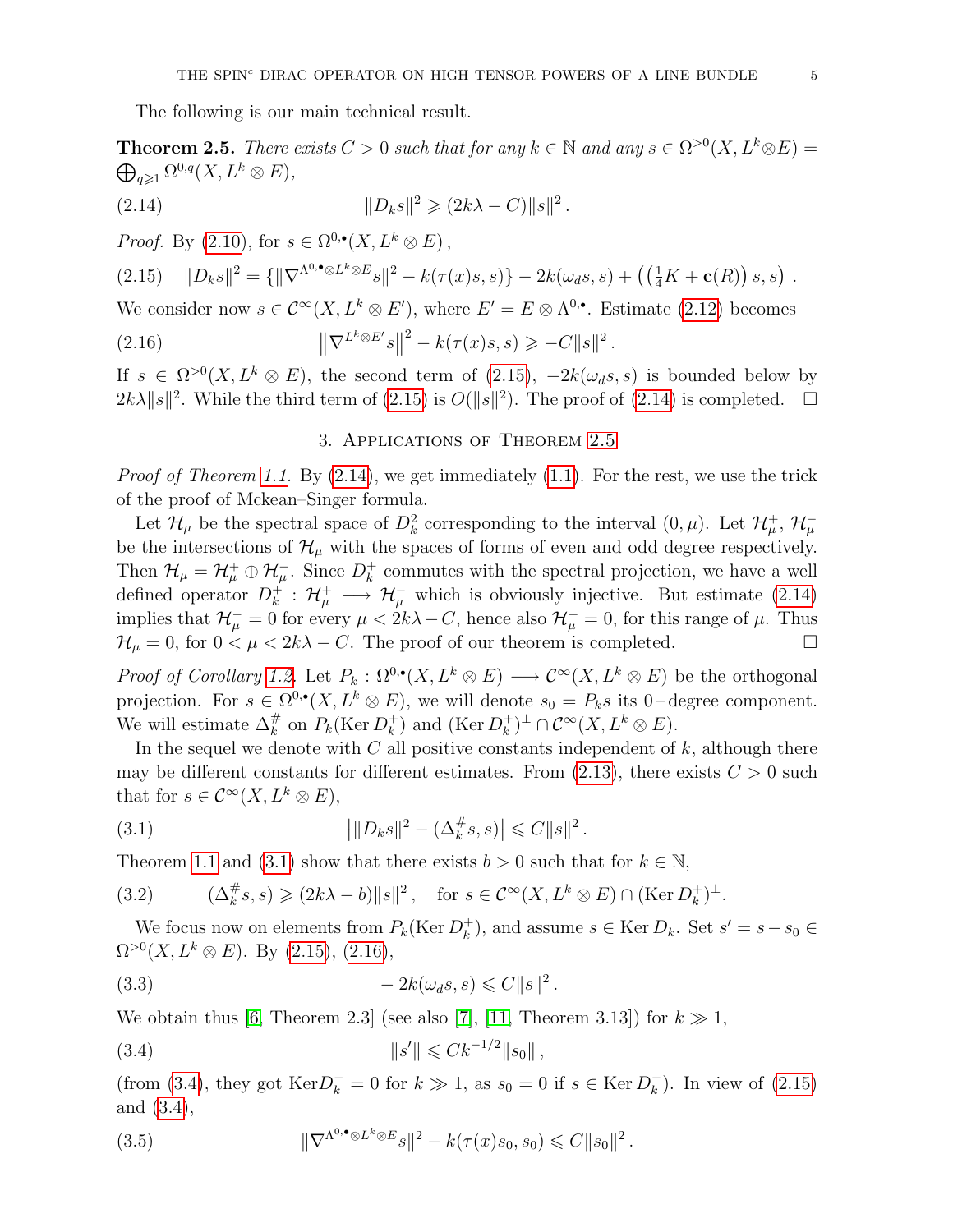The following is our main technical result.

**Theorem 2.5.** *There exists $C>0$ such that for any $k\in\mathbb{N}$ and any $s\in\Omega^{>0}(X,L^k\otimes E)=\bigoplus_{q\geqslant 1}\Omega^{0,q}(X,L^k\otimes E)$,*

$$\|D_k s\|^2 \geqslant (2k\lambda - C)\|s\|^2\,. \tag{2.14}$$

*Proof.* By (2.10), for $s\in\Omega^{0,\bullet}(X,L^k\otimes E)$,

$$\|D_k s\|^2 = \{\|\nabla^{\Lambda^{0,\bullet}\otimes L^k\otimes E}s\|^2 - k(\tau(x)s,s)\} - 2k(\omega_d s,s) + \big(\big(\tfrac14 K + \mathbf{c}(R)\big)\,s,s\big)\,. \tag{2.15}$$

We consider now $s\in\mathcal{C}^\infty(X,L^k\otimes E')$, where $E'=E\otimes\Lambda^{0,\bullet}$. Estimate (2.12) becomes

$$\big\|\nabla^{L^k\otimes E'}s\big\|^2 - k(\tau(x)s,s)\geqslant -C\|s\|^2\,. \tag{2.16}$$

If $s\in\Omega^{>0}(X,L^k\otimes E)$, the second term of (2.15), $-2k(\omega_d s,s)$ is bounded below by $2k\lambda\|s\|^2$. While the third term of (2.15) is $O(\|s\|^2)$. The proof of (2.14) is completed. $\square$

## 3. Applications of Theorem 2.5

*Proof of Theorem 1.1.* By (2.14), we get immediately (1.1). For the rest, we use the trick of the proof of Mckean–Singer formula.

Let $\mathcal{H}_\mu$ be the spectral space of $D_k^2$ corresponding to the interval $(0,\mu)$. Let $\mathcal{H}_\mu^+$, $\mathcal{H}_\mu^-$ be the intersections of $\mathcal{H}_\mu$ with the spaces of forms of even and odd degree respectively. Then $\mathcal{H}_\mu=\mathcal{H}_\mu^+\oplus\mathcal{H}_\mu^-$. Since $D_k^+$ commutes with the spectral projection, we have a well defined operator $D_k^+:\mathcal{H}_\mu^+\longrightarrow\mathcal{H}_\mu^-$ which is obviously injective. But estimate (2.14) implies that $\mathcal{H}_\mu^-=0$ for every $\mu<2k\lambda-C$, hence also $\mathcal{H}_\mu^+=0$, for this range of $\mu$. Thus $\mathcal{H}_\mu=0$, for $0<\mu<2k\lambda-C$. The proof of our theorem is completed. $\square$

*Proof of Corollary 1.2.* Let $P_k:\Omega^{0,\bullet}(X,L^k\otimes E)\longrightarrow\mathcal{C}^\infty(X,L^k\otimes E)$ be the orthogonal projection. For $s\in\Omega^{0,\bullet}(X,L^k\otimes E)$, we will denote $s_0=P_k s$ its $0$ – degree component. We will estimate $\Delta_k^\#$ on $P_k(\operatorname{Ker}D_k^+)$ and $(\operatorname{Ker}D_k^+)^\perp\cap\mathcal{C}^\infty(X,L^k\otimes E)$.

In the sequel we denote with $C$ all positive constants independent of $k$, although there may be different constants for different estimates. From (2.13), there exists $C>0$ such that for $s\in\mathcal{C}^\infty(X,L^k\otimes E)$,

$$\big|\|D_k s\|^2 - (\Delta_k^\# s,s)\big|\leqslant C\|s\|^2\,. \tag{3.1}$$

Theorem 1.1 and (3.1) show that there exists $b>0$ such that for $k\in\mathbb{N}$,

$$(\Delta_k^\# s,s)\geqslant(2k\lambda-b)\|s\|^2\,,\quad\text{for } s\in\mathcal{C}^\infty(X,L^k\otimes E)\cap(\operatorname{Ker}D_k^+)^\perp. \tag{3.2}$$

We focus now on elements from $P_k(\operatorname{Ker}D_k^+)$, and assume $s\in\operatorname{Ker}D_k$. Set $s'=s-s_0\in\Omega^{>0}(X,L^k\otimes E)$. By (2.15), (2.16),

$$-2k(\omega_d s,s)\leqslant C\|s\|^2\,. \tag{3.3}$$

We obtain thus [6, Theorem 2.3] (see also [7], [11, Theorem 3.13]) for $k\gg1$,

$$\|s'\|\leqslant Ck^{-1/2}\|s_0\|\,, \tag{3.4}$$

(from (3.4), they got $\operatorname{Ker}D_k^-=0$ for $k\gg1$, as $s_0=0$ if $s\in\operatorname{Ker}D_k^-$). In view of (2.15) and (3.4),

$$\|\nabla^{\Lambda^{0,\bullet}\otimes L^k\otimes E}s\|^2 - k(\tau(x)s_0,s_0)\leqslant C\|s_0\|^2\,. \tag{3.5}$$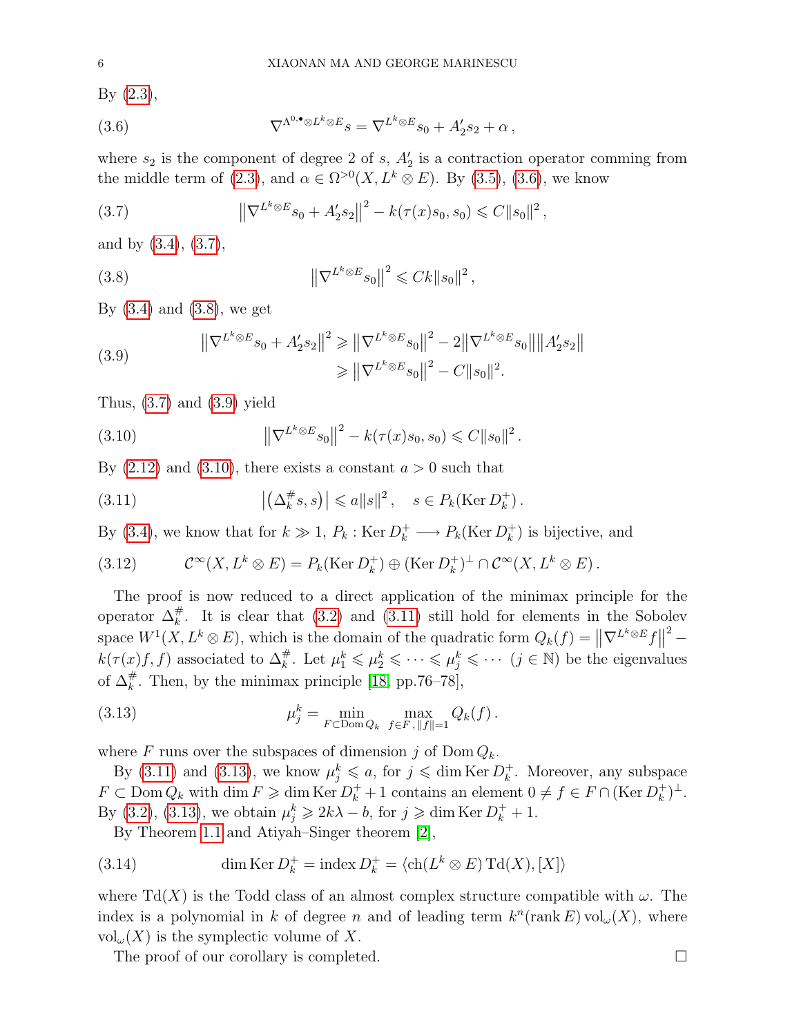By (2.3),

$$\nabla^{\Lambda^{0,\bullet}\otimes L^k\otimes E} s = \nabla^{L^k\otimes E} s_0 + A_2' s_2 + \alpha\,, \tag{3.6}$$

where $s_2$ is the component of degree 2 of $s$, $A_2'$ is a contraction operator comming from the middle term of (2.3), and $\alpha \in \Omega^{>0}(X, L^k\otimes E)$. By (3.5), (3.6), we know

$$\big\|\nabla^{L^k\otimes E} s_0 + A_2' s_2\big\|^2 - k(\tau(x) s_0, s_0) \leqslant C\|s_0\|^2\,, \tag{3.7}$$

and by (3.4), (3.7),

$$\big\|\nabla^{L^k\otimes E} s_0\big\|^2 \leqslant Ck\|s_0\|^2\,, \tag{3.8}$$

By (3.4) and (3.8), we get

$$\begin{aligned}\big\|\nabla^{L^k\otimes E} s_0 + A_2' s_2\big\|^2 &\geqslant \big\|\nabla^{L^k\otimes E} s_0\big\|^2 - 2\big\|\nabla^{L^k\otimes E} s_0\big\|\big\|A_2' s_2\big\| \\ &\geqslant \big\|\nabla^{L^k\otimes E} s_0\big\|^2 - C\|s_0\|^2.\end{aligned} \tag{3.9}$$

Thus, (3.7) and (3.9) yield

$$\big\|\nabla^{L^k\otimes E} s_0\big\|^2 - k(\tau(x) s_0, s_0) \leqslant C\|s_0\|^2\,. \tag{3.10}$$

By (2.12) and (3.10), there exists a constant $a > 0$ such that

$$\big|\big(\Delta_k^{\#} s, s\big)\big| \leqslant a\|s\|^2\,, \quad s \in P_k(\operatorname{Ker} D_k^+)\,. \tag{3.11}$$

By (3.4), we know that for $k \gg 1$, $P_k : \operatorname{Ker} D_k^+ \longrightarrow P_k(\operatorname{Ker} D_k^+)$ is bijective, and

$$\mathcal{C}^\infty(X, L^k\otimes E) = P_k(\operatorname{Ker} D_k^+) \oplus (\operatorname{Ker} D_k^+)^\perp \cap \mathcal{C}^\infty(X, L^k\otimes E)\,. \tag{3.12}$$

The proof is now reduced to a direct application of the minimax principle for the operator $\Delta_k^{\#}$. It is clear that (3.2) and (3.11) still hold for elements in the Sobolev space $W^1(X, L^k\otimes E)$, which is the domain of the quadratic form $Q_k(f) = \big\|\nabla^{L^k\otimes E} f\big\|^2 - k(\tau(x) f, f)$ associated to $\Delta_k^{\#}$. Let $\mu_1^k \leqslant \mu_2^k \leqslant \cdots \leqslant \mu_j^k \leqslant \cdots$ $(j \in \mathbb{N})$ be the eigenvalues of $\Delta_k^{\#}$. Then, by the minimax principle [18, pp.76–78],

$$\mu_j^k = \min_{F\subset \operatorname{Dom} Q_k}\ \max_{f\in F,\, \|f\|=1} Q_k(f)\,. \tag{3.13}$$

where $F$ runs over the subspaces of dimension $j$ of $\operatorname{Dom} Q_k$.

By (3.11) and (3.13), we know $\mu_j^k \leqslant a$, for $j \leqslant \dim \operatorname{Ker} D_k^+$. Moreover, any subspace $F \subset \operatorname{Dom} Q_k$ with $\dim F \geqslant \dim \operatorname{Ker} D_k^+ + 1$ contains an element $0 \neq f \in F \cap (\operatorname{Ker} D_k^+)^\perp$. By (3.2), (3.13), we obtain $\mu_j^k \geqslant 2k\lambda - b$, for $j \geqslant \dim \operatorname{Ker} D_k^+ + 1$.

By Theorem 1.1 and Atiyah–Singer theorem [2],

$$\dim \operatorname{Ker} D_k^+ = \operatorname{index} D_k^+ = \langle \operatorname{ch}(L^k\otimes E)\operatorname{Td}(X), [X]\rangle \tag{3.14}$$

where $\operatorname{Td}(X)$ is the Todd class of an almost complex structure compatible with $\omega$. The index is a polynomial in $k$ of degree $n$ and of leading term $k^n(\operatorname{rank} E)\operatorname{vol}_\omega(X)$, where $\operatorname{vol}_\omega(X)$ is the symplectic volume of $X$.

The proof of our corollary is completed. $\square$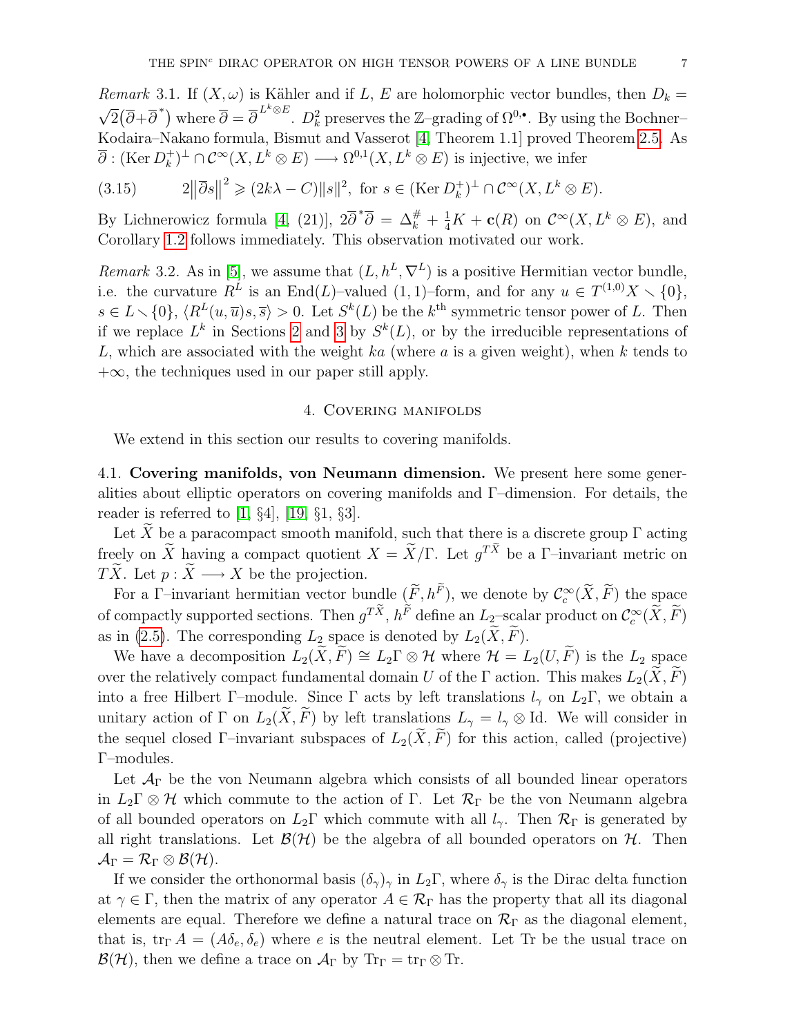*Remark* 3.1. If $(X,\omega)$ is Kähler and if $L$, $E$ are holomorphic vector bundles, then $D_k = \sqrt{2}\big(\overline{\partial}+\overline{\partial}^*\big)$ where $\overline{\partial} = \overline{\partial}^{L^k\otimes E}$. $D_k^2$ preserves the $\mathbb{Z}$–grading of $\Omega^{0,\bullet}$. By using the Bochner–Kodaira–Nakano formula, Bismut and Vasserot [4, Theorem 1.1] proved Theorem 2.5. As $\overline{\partial} : (\operatorname{Ker} D_k^+)^\perp \cap \mathcal{C}^\infty(X, L^k\otimes E) \longrightarrow \Omega^{0,1}(X, L^k\otimes E)$ is injective, we infer

$$
2\big\|\overline{\partial} s\big\|^2 \geqslant (2k\lambda - C)\|s\|^2, \text{ for } s\in (\operatorname{Ker} D_k^+)^\perp \cap \mathcal{C}^\infty(X, L^k\otimes E). \tag{3.15}
$$

By Lichnerowicz formula [4, (21)], $2\overline{\partial}^*\overline{\partial} = \Delta_k^{\#} + \frac{1}{4}K + \mathbf{c}(R)$ on $\mathcal{C}^\infty(X, L^k\otimes E)$, and Corollary 1.2 follows immediately. This observation motivated our work.

*Remark* 3.2. As in [5], we assume that $(L, h^L, \nabla^L)$ is a positive Hermitian vector bundle, i.e. the curvature $R^L$ is an $\operatorname{End}(L)$–valued $(1,1)$–form, and for any $u\in T^{(1,0)}X\smallsetminus\{0\}$, $s\in L\smallsetminus\{0\}$, $\langle R^L(u,\overline{u})s, \overline{s}\rangle > 0$. Let $S^k(L)$ be the $k^{\text{th}}$ symmetric tensor power of $L$. Then if we replace $L^k$ in Sections 2 and 3 by $S^k(L)$, or by the irreducible representations of $L$, which are associated with the weight $ka$ (where $a$ is a given weight), when $k$ tends to $+\infty$, the techniques used in our paper still apply.

## 4. Covering manifolds

We extend in this section our results to covering manifolds.

### 4.1. Covering manifolds, von Neumann dimension.

We present here some generalities about elliptic operators on covering manifolds and $\Gamma$–dimension. For details, the reader is referred to [1, §4], [19, §1, §3].

Let $\widetilde{X}$ be a paracompact smooth manifold, such that there is a discrete group $\Gamma$ acting freely on $\widetilde{X}$ having a compact quotient $X = \widetilde{X}/\Gamma$. Let $g^{T\widetilde{X}}$ be a $\Gamma$–invariant metric on $T\widetilde{X}$. Let $p : \widetilde{X} \longrightarrow X$ be the projection.

For a $\Gamma$–invariant hermitian vector bundle $(\widetilde{F}, h^{\widetilde{F}})$, we denote by $\mathcal{C}^\infty_c(\widetilde{X}, \widetilde{F})$ the space of compactly supported sections. Then $g^{T\widetilde{X}}$, $h^{\widetilde{F}}$ define an $L_2$–scalar product on $\mathcal{C}^\infty_c(\widetilde{X}, \widetilde{F})$ as in (2.5). The corresponding $L_2$ space is denoted by $L_2(\widetilde{X}, \widetilde{F})$.

We have a decomposition $L_2(\widetilde{X}, \widetilde{F}) \cong L_2\Gamma\otimes\mathcal{H}$ where $\mathcal{H} = L_2(U, \widetilde{F})$ is the $L_2$ space over the relatively compact fundamental domain $U$ of the $\Gamma$ action. This makes $L_2(\widetilde{X}, \widetilde{F})$ into a free Hilbert $\Gamma$–module. Since $\Gamma$ acts by left translations $l_\gamma$ on $L_2\Gamma$, we obtain a unitary action of $\Gamma$ on $L_2(\widetilde{X}, \widetilde{F})$ by left translations $L_\gamma = l_\gamma\otimes\operatorname{Id}$. We will consider in the sequel closed $\Gamma$–invariant subspaces of $L_2(\widetilde{X}, \widetilde{F})$ for this action, called (projective) $\Gamma$–modules.

Let $\mathcal{A}_\Gamma$ be the von Neumann algebra which consists of all bounded linear operators in $L_2\Gamma\otimes\mathcal{H}$ which commute to the action of $\Gamma$. Let $\mathcal{R}_\Gamma$ be the von Neumann algebra of all bounded operators on $L_2\Gamma$ which commute with all $l_\gamma$. Then $\mathcal{R}_\Gamma$ is generated by all right translations. Let $\mathcal{B}(\mathcal{H})$ be the algebra of all bounded operators on $\mathcal{H}$. Then $\mathcal{A}_\Gamma = \mathcal{R}_\Gamma\otimes\mathcal{B}(\mathcal{H})$.

If we consider the orthonormal basis $(\delta_\gamma)_\gamma$ in $L_2\Gamma$, where $\delta_\gamma$ is the Dirac delta function at $\gamma\in\Gamma$, then the matrix of any operator $A\in\mathcal{R}_\Gamma$ has the property that all its diagonal elements are equal. Therefore we define a natural trace on $\mathcal{R}_\Gamma$ as the diagonal element, that is, $\operatorname{tr}_\Gamma A = (A\delta_e, \delta_e)$ where $e$ is the neutral element. Let $\operatorname{Tr}$ be the usual trace on $\mathcal{B}(\mathcal{H})$, then we define a trace on $\mathcal{A}_\Gamma$ by $\operatorname{Tr}_\Gamma = \operatorname{tr}_\Gamma\otimes\operatorname{Tr}$.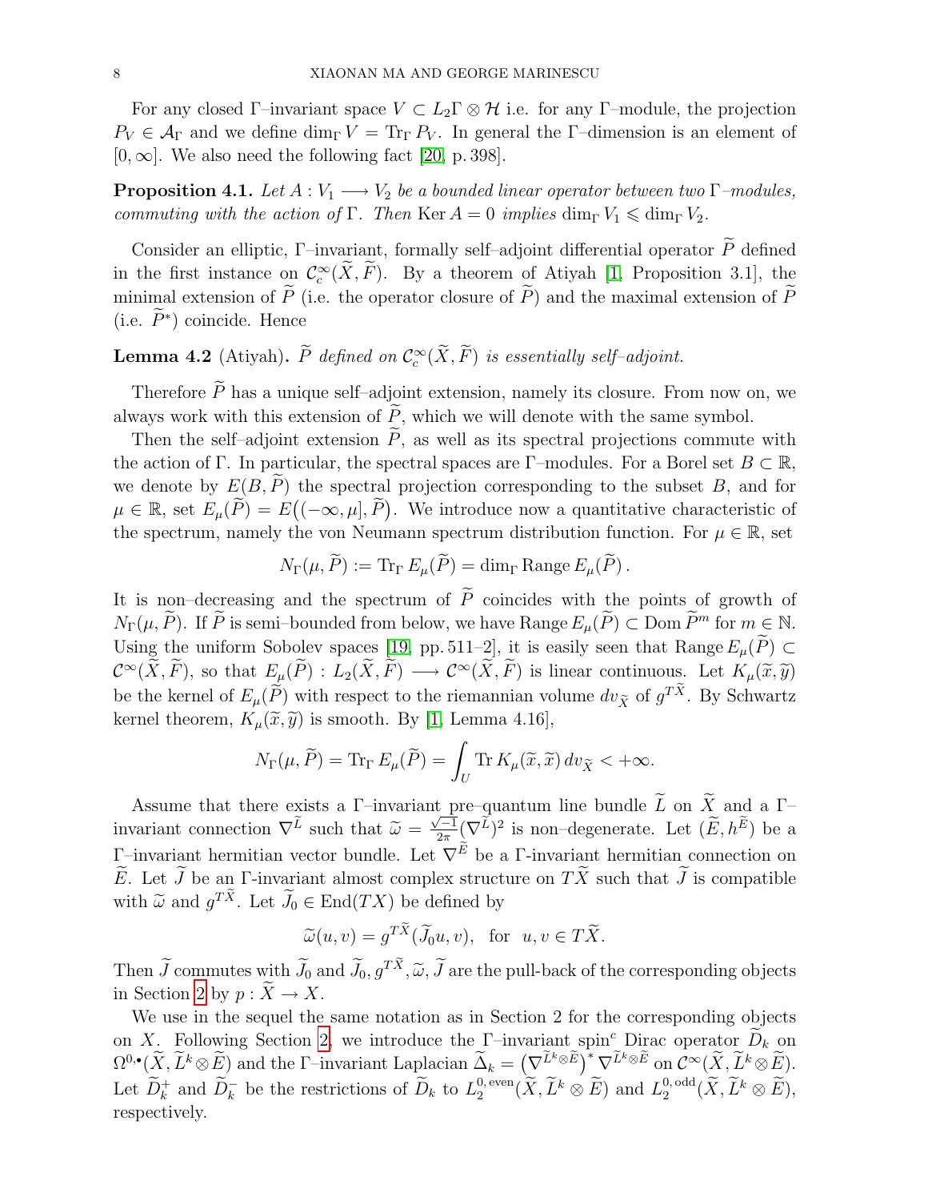For any closed $\Gamma$–invariant space $V \subset L_2\Gamma \otimes \mathcal{H}$ i.e. for any $\Gamma$–module, the projection $P_V \in \mathcal{A}_\Gamma$ and we define $\dim_\Gamma V = \operatorname{Tr}_\Gamma P_V$. In general the $\Gamma$–dimension is an element of $[0, \infty]$. We also need the following fact [20, p. 398].

**Proposition 4.1.** *Let $A : V_1 \longrightarrow V_2$ be a bounded linear operator between two $\Gamma$–modules, commuting with the action of $\Gamma$. Then $\operatorname{Ker} A = 0$ implies $\dim_\Gamma V_1 \leqslant \dim_\Gamma V_2$.*

Consider an elliptic, $\Gamma$–invariant, formally self–adjoint differential operator $\widetilde{P}$ defined in the first instance on $\mathcal{C}^\infty_c(\widetilde{X}, \widetilde{F})$. By a theorem of Atiyah [1, Proposition 3.1], the minimal extension of $\widetilde{P}$ (i.e. the operator closure of $\widetilde{P}$) and the maximal extension of $\widetilde{P}$ (i.e. $\widetilde{P}^*$) coincide. Hence

**Lemma 4.2** (Atiyah)**.** *$\widetilde{P}$ defined on $\mathcal{C}^\infty_c(\widetilde{X}, \widetilde{F})$ is essentially self–adjoint.*

Therefore $\widetilde{P}$ has a unique self–adjoint extension, namely its closure. From now on, we always work with this extension of $\widetilde{P}$, which we will denote with the same symbol.

Then the self–adjoint extension $\widetilde{P}$, as well as its spectral projections commute with the action of $\Gamma$. In particular, the spectral spaces are $\Gamma$–modules. For a Borel set $B \subset \mathbb{R}$, we denote by $E(B, \widetilde{P})$ the spectral projection corresponding to the subset $B$, and for $\mu \in \mathbb{R}$, set $E_\mu(\widetilde{P}) = E\big((-\infty, \mu], \widetilde{P}\big)$. We introduce now a quantitative characteristic of the spectrum, namely the von Neumann spectrum distribution function. For $\mu \in \mathbb{R}$, set

$$N_\Gamma(\mu, \widetilde{P}) := \operatorname{Tr}_\Gamma E_\mu(\widetilde{P}) = \dim_\Gamma \operatorname{Range} E_\mu(\widetilde{P})\,.$$

It is non–decreasing and the spectrum of $\widetilde{P}$ coincides with the points of growth of $N_\Gamma(\mu, \widetilde{P})$. If $\widetilde{P}$ is semi–bounded from below, we have $\operatorname{Range} E_\mu(\widetilde{P}) \subset \operatorname{Dom} \widetilde{P}^m$ for $m \in \mathbb{N}$. Using the uniform Sobolev spaces [19, pp. 511–2], it is easily seen that $\operatorname{Range} E_\mu(\widetilde{P}) \subset \mathcal{C}^\infty(\widetilde{X}, \widetilde{F})$, so that $E_\mu(\widetilde{P}) : L_2(\widetilde{X}, \widetilde{F}) \longrightarrow \mathcal{C}^\infty(\widetilde{X}, \widetilde{F})$ is linear continuous. Let $K_\mu(\widetilde{x}, \widetilde{y})$ be the kernel of $E_\mu(\widetilde{P})$ with respect to the riemannian volume $dv_{\widetilde{X}}$ of $g^{T\widetilde{X}}$. By Schwartz kernel theorem, $K_\mu(\widetilde{x}, \widetilde{y})$ is smooth. By [1, Lemma 4.16],

$$N_\Gamma(\mu, \widetilde{P}) = \operatorname{Tr}_\Gamma E_\mu(\widetilde{P}) = \int_U \operatorname{Tr} K_\mu(\widetilde{x}, \widetilde{x})\, dv_{\widetilde{X}} < +\infty.$$

Assume that there exists a $\Gamma$–invariant pre–quantum line bundle $\widetilde{L}$ on $\widetilde{X}$ and a $\Gamma$–invariant connection $\nabla^{\widetilde{L}}$ such that $\widetilde{\omega} = \frac{\sqrt{-1}}{2\pi}(\nabla^{\widetilde{L}})^2$ is non–degenerate. Let $(\widetilde{E}, h^{\widetilde{E}})$ be a $\Gamma$–invariant hermitian vector bundle. Let $\nabla^{\widetilde{E}}$ be a $\Gamma$-invariant hermitian connection on $\widetilde{E}$. Let $\widetilde{J}$ be an $\Gamma$-invariant almost complex structure on $T\widetilde{X}$ such that $\widetilde{J}$ is compatible with $\widetilde{\omega}$ and $g^{T\widetilde{X}}$. Let $\widetilde{J}_0 \in \operatorname{End}(TX)$ be defined by

$$\widetilde{\omega}(u, v) = g^{T\widetilde{X}}(\widetilde{J}_0 u, v), \quad \text{for} \quad u, v \in T\widetilde{X}.$$

Then $\widetilde{J}$ commutes with $\widetilde{J}_0$ and $\widetilde{J}_0, g^{T\widetilde{X}}, \widetilde{\omega}, \widetilde{J}$ are the pull-back of the corresponding objects in Section 2 by $p : \widetilde{X} \to X$.

We use in the sequel the same notation as in Section 2 for the corresponding objects on $X$. Following Section 2, we introduce the $\Gamma$–invariant spin$^c$ Dirac operator $\widetilde{D}_k$ on $\Omega^{0,\bullet}(\widetilde{X}, \widetilde{L}^k \otimes \widetilde{E})$ and the $\Gamma$–invariant Laplacian $\widetilde{\Delta}_k = \big(\nabla^{\widetilde{L}^k \otimes \widetilde{E}}\big)^* \nabla^{\widetilde{L}^k \otimes \widetilde{E}}$ on $\mathcal{C}^\infty(\widetilde{X}, \widetilde{L}^k \otimes \widetilde{E})$. Let $\widetilde{D}_k^+$ and $\widetilde{D}_k^-$ be the restrictions of $\widetilde{D}_k$ to $L_2^{0,\,\mathrm{even}}(\widetilde{X}, \widetilde{L}^k \otimes \widetilde{E})$ and $L_2^{0,\,\mathrm{odd}}(\widetilde{X}, \widetilde{L}^k \otimes \widetilde{E})$, respectively.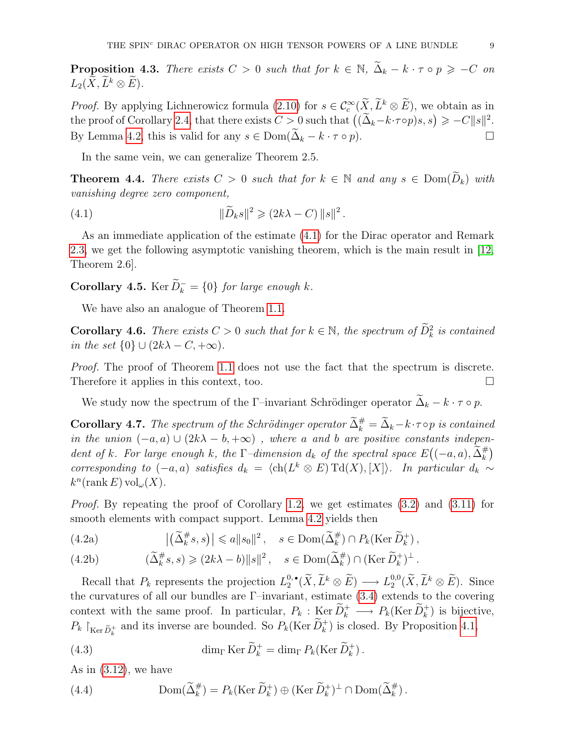**Proposition 4.3.** *There exists $C > 0$ such that for $k \in \mathbb{N}$, $\widetilde{\Delta}_k - k \cdot \tau \circ p \geqslant -C$ on $L_2(\widetilde{X}, \widetilde{L}^k \otimes \widetilde{E})$.*

*Proof.* By applying Lichnerowicz formula (2.10) for $s \in \mathcal{C}_c^\infty(\widetilde{X}, \widetilde{L}^k \otimes \widetilde{E})$, we obtain as in the proof of Corollary 2.4, that there exists $C > 0$ such that $\big((\widetilde{\Delta}_k - k \cdot \tau \circ p)s, s\big) \geqslant -C\|s\|^2$. By Lemma 4.2, this is valid for any $s \in \operatorname{Dom}(\widetilde{\Delta}_k - k \cdot \tau \circ p)$. $\square$

In the same vein, we can generalize Theorem 2.5.

**Theorem 4.4.** *There exists $C > 0$ such that for $k \in \mathbb{N}$ and any $s \in \operatorname{Dom}(\widetilde{D}_k)$ with vanishing degree zero component,*

$$\|\widetilde{D}_k s\|^2 \geqslant (2k\lambda - C)\,\|s\|^2 . \tag{4.1}$$

As an immediate application of the estimate (4.1) for the Dirac operator and Remark 2.3, we get the following asymptotic vanishing theorem, which is the main result in [12, Theorem 2.6].

**Corollary 4.5.** $\operatorname{Ker} \widetilde{D}_k^- = \{0\}$ *for large enough* $k$.

We have also an analogue of Theorem 1.1.

**Corollary 4.6.** *There exists $C > 0$ such that for $k \in \mathbb{N}$, the spectrum of $\widetilde{D}_k^2$ is contained in the set $\{0\} \cup (2k\lambda - C, +\infty)$.*

*Proof.* The proof of Theorem 1.1 does not use the fact that the spectrum is discrete. Therefore it applies in this context, too. $\square$

We study now the spectrum of the $\Gamma$–invariant Schrödinger operator $\widetilde{\Delta}_k - k \cdot \tau \circ p$.

**Corollary 4.7.** *The spectrum of the Schrödinger operator $\widetilde{\Delta}_k^\# = \widetilde{\Delta}_k - k \cdot \tau \circ p$ is contained in the union $(-a, a) \cup (2k\lambda - b, +\infty)$ , where $a$ and $b$ are positive constants independent of $k$. For large enough $k$, the $\Gamma$–dimension $d_k$ of the spectral space $E\big((-a, a), \widetilde{\Delta}_k^\#\big)$ corresponding to $(-a, a)$ satisfies $d_k = \langle \operatorname{ch}(L^k \otimes E)\operatorname{Td}(X), [X]\rangle$. In particular $d_k \sim k^n (\operatorname{rank} E) \operatorname{vol}_\omega(X)$.*

*Proof.* By repeating the proof of Corollary 1.2, we get estimates (3.2) and (3.11) for smooth elements with compact support. Lemma 4.2 yields then

$$\big|\big(\widetilde{\Delta}_k^\# s, s\big)\big| \leqslant a\|s_0\|^2 , \quad s \in \operatorname{Dom}(\widetilde{\Delta}_k^\#) \cap P_k(\operatorname{Ker} \widetilde{D}_k^+) , \tag{4.2a}$$

$$(\widetilde{\Delta}_k^\# s, s) \geqslant (2k\lambda - b)\|s\|^2 , \quad s \in \operatorname{Dom}(\widetilde{\Delta}_k^\#) \cap (\operatorname{Ker} \widetilde{D}_k^+)^\perp . \tag{4.2b}$$

Recall that $P_k$ represents the projection $L_2^{0,\bullet}(\widetilde{X}, \widetilde{L}^k \otimes \widetilde{E}) \longrightarrow L_2^{0,0}(\widetilde{X}, \widetilde{L}^k \otimes \widetilde{E})$. Since the curvatures of all our bundles are $\Gamma$–invariant, estimate (3.4) extends to the covering context with the same proof. In particular, $P_k : \operatorname{Ker} \widetilde{D}_k^+ \longrightarrow P_k(\operatorname{Ker} \widetilde{D}_k^+)$ is bijective, $P_k \restriction_{\operatorname{Ker} \widetilde{D}_k^+}$ and its inverse are bounded. So $P_k(\operatorname{Ker} \widetilde{D}_k^+)$ is closed. By Proposition 4.1,

$$\dim_\Gamma \operatorname{Ker} \widetilde{D}_k^+ = \dim_\Gamma P_k(\operatorname{Ker} \widetilde{D}_k^+) . \tag{4.3}$$

As in (3.12), we have

$$\operatorname{Dom}(\widetilde{\Delta}_k^\#) = P_k(\operatorname{Ker} \widetilde{D}_k^+) \oplus (\operatorname{Ker} \widetilde{D}_k^+)^\perp \cap \operatorname{Dom}(\widetilde{\Delta}_k^\#) . \tag{4.4}$$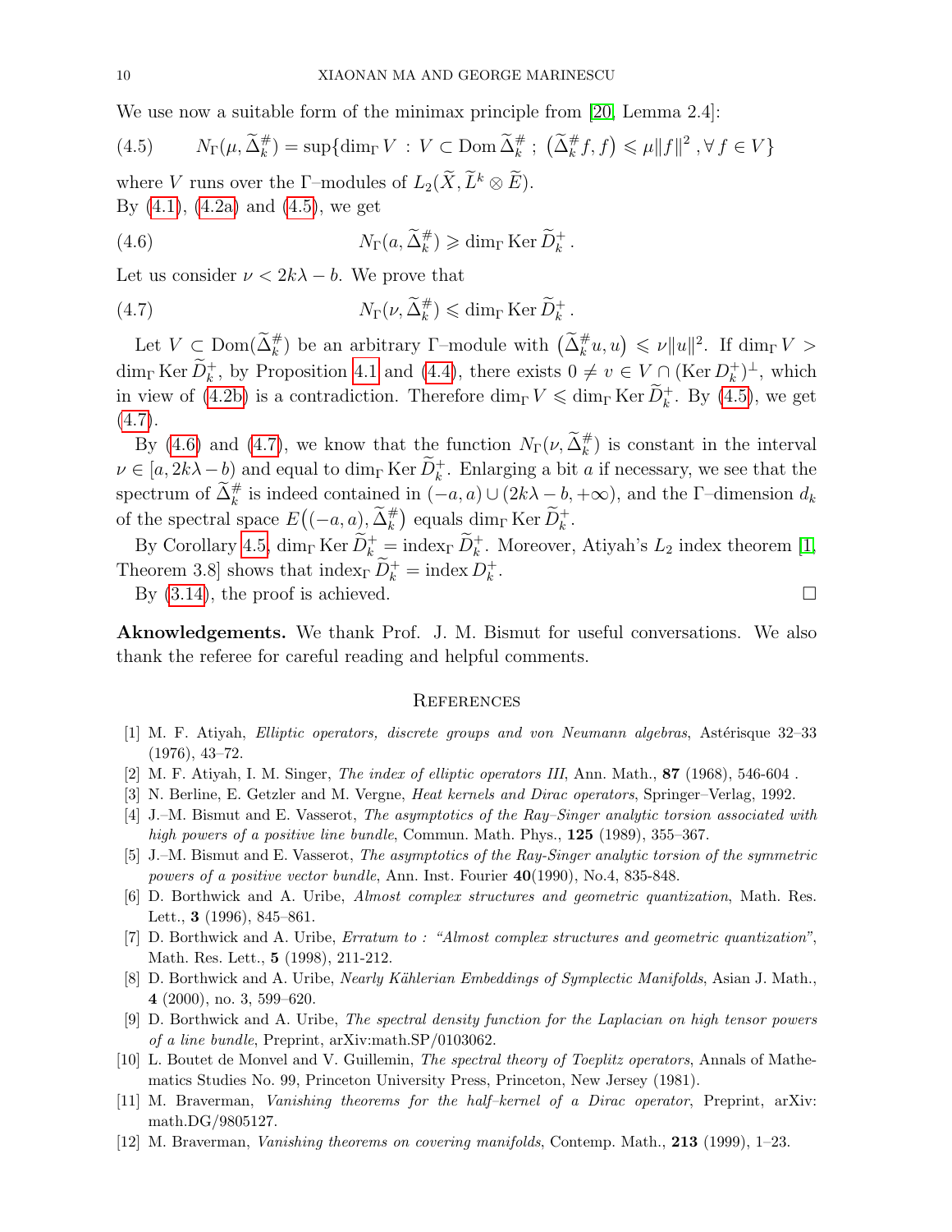We use now a suitable form of the minimax principle from [20, Lemma 2.4]:

$$N_\Gamma(\mu, \widetilde{\Delta}_k^\#) = \sup\{\dim_\Gamma V \,:\, V \subset \operatorname{Dom} \widetilde{\Delta}_k^\# \,;\, \big(\widetilde{\Delta}_k^\# f, f\big) \leqslant \mu \|f\|^2 \,, \forall\, f \in V\} \tag{4.5}$$

where $V$ runs over the $\Gamma$–modules of $L_2(\widetilde{X}, \widetilde{L}^k \otimes \widetilde{E})$.
By (4.1), (4.2a) and (4.5), we get

$$N_\Gamma(a, \widetilde{\Delta}_k^\#) \geqslant \dim_\Gamma \operatorname{Ker} \widetilde{D}_k^+ \,. \tag{4.6}$$

Let us consider $\nu < 2k\lambda - b$. We prove that

$$N_\Gamma(\nu, \widetilde{\Delta}_k^\#) \leqslant \dim_\Gamma \operatorname{Ker} \widetilde{D}_k^+ \,. \tag{4.7}$$

Let $V \subset \operatorname{Dom}(\widetilde{\Delta}_k^\#)$ be an arbitrary $\Gamma$–module with $\big(\widetilde{\Delta}_k^\# u, u\big) \leqslant \nu \|u\|^2$. If $\dim_\Gamma V > \dim_\Gamma \operatorname{Ker} \widetilde{D}_k^+$, by Proposition 4.1 and (4.4), there exists $0 \neq v \in V \cap (\operatorname{Ker} D_k^+)^\perp$, which in view of (4.2b) is a contradiction. Therefore $\dim_\Gamma V \leqslant \dim_\Gamma \operatorname{Ker} \widetilde{D}_k^+$. By (4.5), we get (4.7).

By (4.6) and (4.7), we know that the function $N_\Gamma(\nu, \widetilde{\Delta}_k^\#)$ is constant in the interval $\nu \in [a, 2k\lambda - b)$ and equal to $\dim_\Gamma \operatorname{Ker} \widetilde{D}_k^+$. Enlarging a bit $a$ if necessary, we see that the spectrum of $\widetilde{\Delta}_k^\#$ is indeed contained in $(-a, a) \cup (2k\lambda - b, +\infty)$, and the $\Gamma$–dimension $d_k$ of the spectral space $E\big((-a, a), \widetilde{\Delta}_k^\#\big)$ equals $\dim_\Gamma \operatorname{Ker} \widetilde{D}_k^+$.

By Corollary 4.5, $\dim_\Gamma \operatorname{Ker} \widetilde{D}_k^+ = \operatorname{index}_\Gamma \widetilde{D}_k^+$. Moreover, Atiyah's $L_2$ index theorem [1, Theorem 3.8] shows that $\operatorname{index}_\Gamma \widetilde{D}_k^+ = \operatorname{index} D_k^+$.

By (3.14), the proof is achieved. □

**Aknowledgements.** We thank Prof. J. M. Bismut for useful conversations. We also thank the referee for careful reading and helpful comments.

## References

[1] M. F. Atiyah, *Elliptic operators, discrete groups and von Neumann algebras*, Astérisque 32–33 (1976), 43–72.

[2] M. F. Atiyah, I. M. Singer, *The index of elliptic operators III*, Ann. Math., **87** (1968), 546-604 .

[3] N. Berline, E. Getzler and M. Vergne, *Heat kernels and Dirac operators*, Springer–Verlag, 1992.

[4] J.–M. Bismut and E. Vasserot, *The asymptotics of the Ray–Singer analytic torsion associated with high powers of a positive line bundle*, Commun. Math. Phys., **125** (1989), 355–367.

[5] J.–M. Bismut and E. Vasserot, *The asymptotics of the Ray-Singer analytic torsion of the symmetric powers of a positive vector bundle*, Ann. Inst. Fourier **40**(1990), No.4, 835-848.

[6] D. Borthwick and A. Uribe, *Almost complex structures and geometric quantization*, Math. Res. Lett., **3** (1996), 845–861.

[7] D. Borthwick and A. Uribe, *Erratum to : "Almost complex structures and geometric quantization"*, Math. Res. Lett., **5** (1998), 211-212.

[8] D. Borthwick and A. Uribe, *Nearly Kählerian Embeddings of Symplectic Manifolds*, Asian J. Math., **4** (2000), no. 3, 599–620.

[9] D. Borthwick and A. Uribe, *The spectral density function for the Laplacian on high tensor powers of a line bundle*, Preprint, arXiv:math.SP/0103062.

[10] L. Boutet de Monvel and V. Guillemin, *The spectral theory of Toeplitz operators*, Annals of Mathematics Studies No. 99, Princeton University Press, Princeton, New Jersey (1981).

[11] M. Braverman, *Vanishing theorems for the half–kernel of a Dirac operator*, Preprint, arXiv: math.DG/9805127.

[12] M. Braverman, *Vanishing theorems on covering manifolds*, Contemp. Math., **213** (1999), 1–23.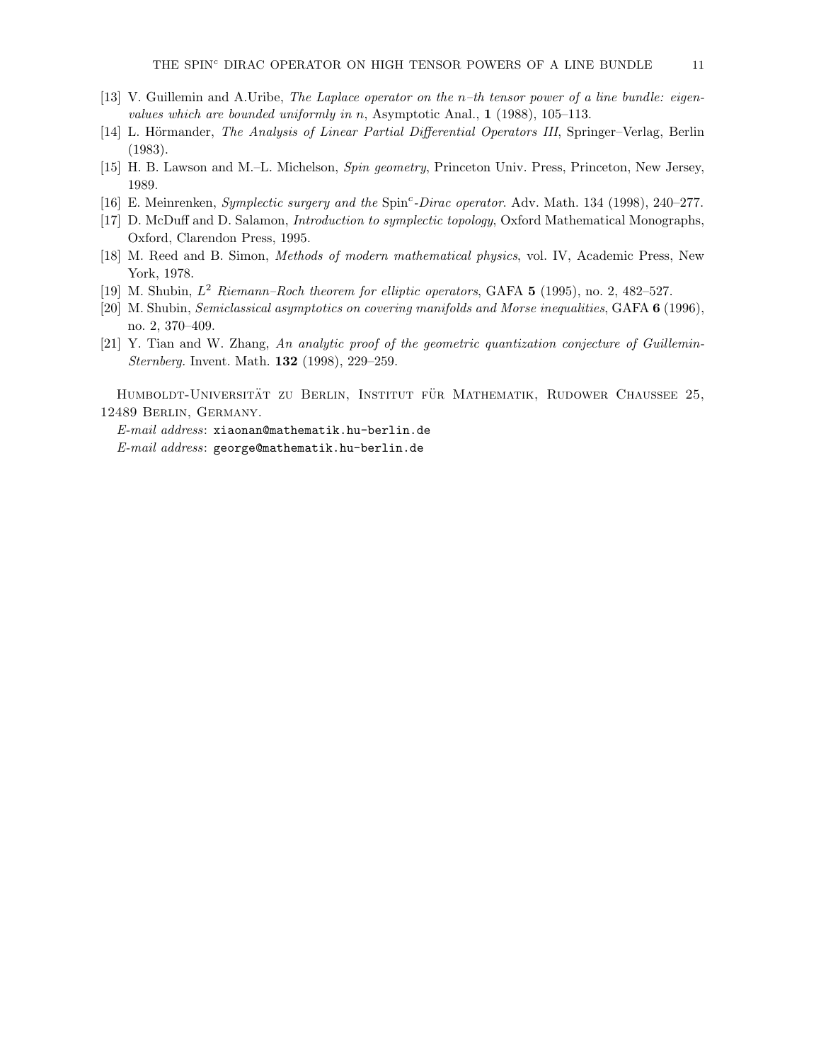[13] V. Guillemin and A.Uribe, *The Laplace operator on the n–th tensor power of a line bundle: eigenvalues which are bounded uniformly in n*, Asymptotic Anal., **1** (1988), 105–113.

[14] L. Hörmander, *The Analysis of Linear Partial Differential Operators III*, Springer–Verlag, Berlin (1983).

[15] H. B. Lawson and M.–L. Michelson, *Spin geometry*, Princeton Univ. Press, Princeton, New Jersey, 1989.

[16] E. Meinrenken, *Symplectic surgery and the* Spin$^c$*-Dirac operator*. Adv. Math. 134 (1998), 240–277.

[17] D. McDuff and D. Salamon, *Introduction to symplectic topology*, Oxford Mathematical Monographs, Oxford, Clarendon Press, 1995.

[18] M. Reed and B. Simon, *Methods of modern mathematical physics*, vol. IV, Academic Press, New York, 1978.

[19] M. Shubin, *$L^2$ Riemann–Roch theorem for elliptic operators*, GAFA **5** (1995), no. 2, 482–527.

[20] M. Shubin, *Semiclassical asymptotics on covering manifolds and Morse inequalities*, GAFA **6** (1996), no. 2, 370–409.

[21] Y. Tian and W. Zhang, *An analytic proof of the geometric quantization conjecture of Guillemin-Sternberg*. Invent. Math. **132** (1998), 229–259.

Humboldt-Universität zu Berlin, Institut für Mathematik, Rudower Chaussee 25, 12489 Berlin, Germany.

*E-mail address*: xiaonan@mathematik.hu-berlin.de

*E-mail address*: george@mathematik.hu-berlin.de